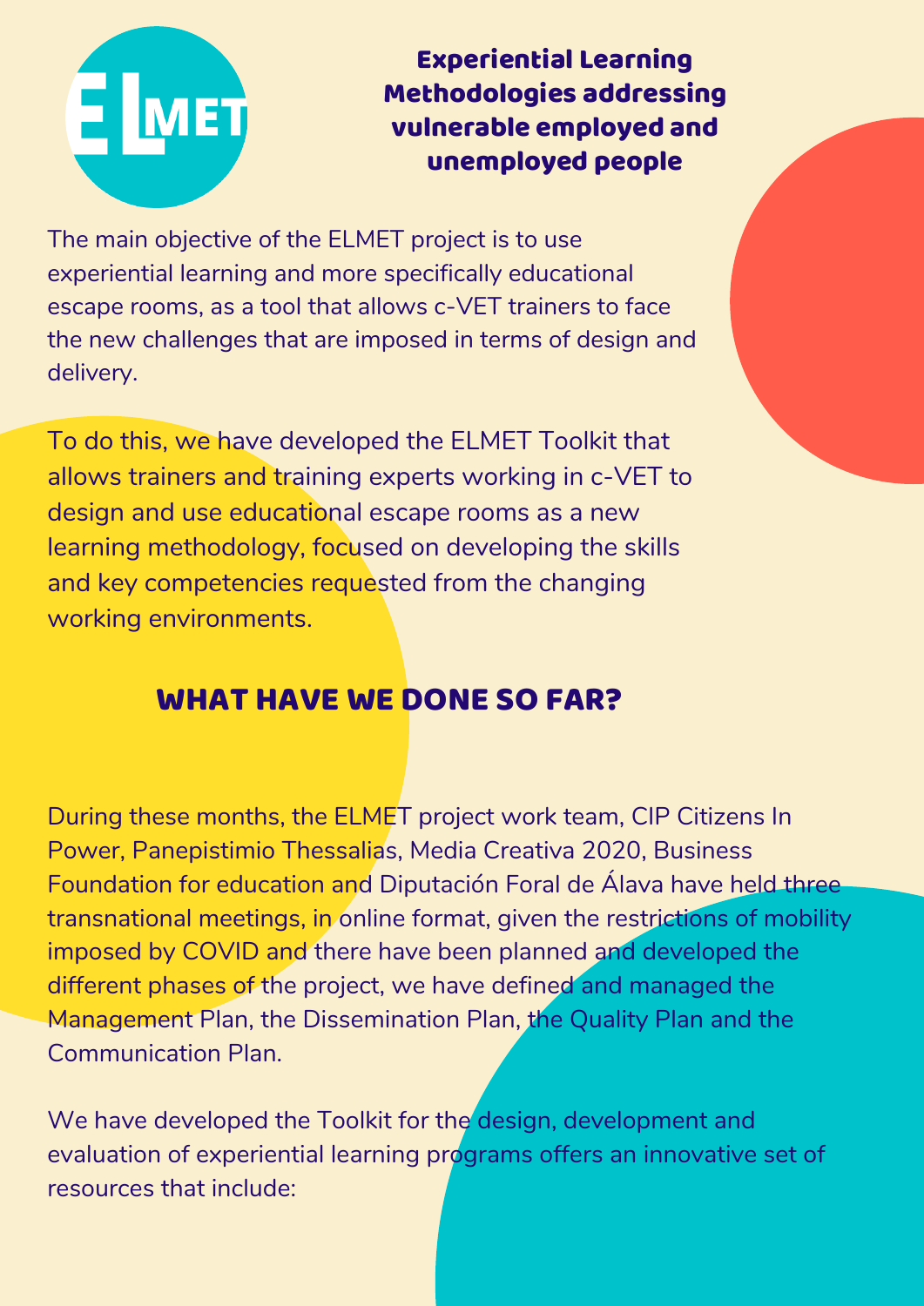ELMET

# Experiential Learning Methodologies addressing vulnerable employed and unemployed people

The main objective of the ELMET project is to use experiential learning and more specifically educational escape rooms, as a tool that allows c-VET trainers to face the new challenges that are imposed in terms of design and delivery.

To do this, we have developed the ELMET Toolkit that allows trainers and training experts working in c-VET to design and use educational escape rooms as a new learning methodology, focused on developing the skills and key competencies requested from the changing working environments.

## WHAT HAVE WE DONE SO FAR?

During these months, the ELMET project work team, CIP Citizens In Power, Panepistimio Thessalias, Media Creativa 2020, Business Foundation for education and Diputación Foral de Álava have held three transnational meetings, in online format, given the restrictions of mobility imposed by COVID and there have been planned and developed the different phases of the project, we have defined and managed the Management Plan, the Dissemination Plan, the Quality Plan and the Communication Plan.

We have developed the Toolkit for the design, development and evaluation of experiential learning programs offers an innovative set of resources that include: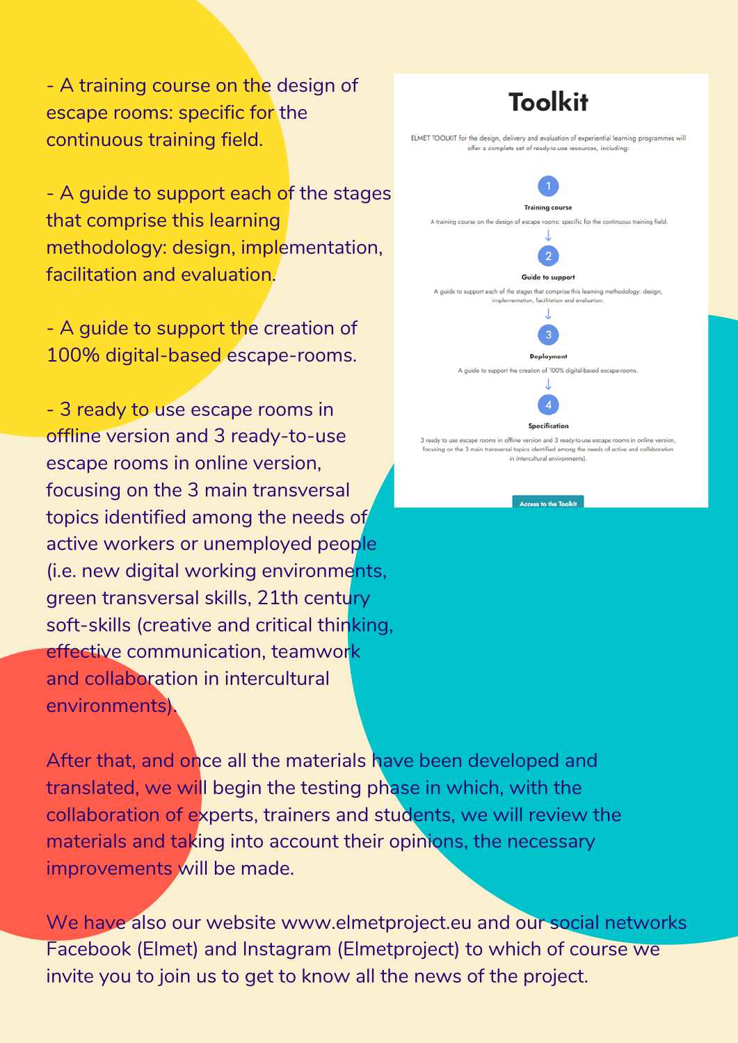- A training course on the design of escape rooms: specific for the continuous training field.

- A guide to support each of the stages that comprise this learning methodology: design, implementation, facilitation and evaluation.

- A guide to support the creation of 100% digital-based escape-rooms.

- 3 ready to use escape rooms in offline version and 3 ready-to-use escape rooms in online version, focusing on the 3 main transversal topics identified among the needs of active workers or unemployed people (i.e. new digital working environments, green transversal skills, 21th century soft-skills (creative and critical thinking, effective communication, teamwork and collaboration in intercultural environments).

# Toolkit

ELMET TOOLKIT for the design, delivery and evaluation of experiential learning programmes will offer a complete set of ready-to-use resources, including:

1. **Training course**
   A training course on the design of escape rooms: specific for the continuous training field.
2. **Guide to support**
   A guide to support each of the stages that comprise this learning methodology: design, implementation, facilitation and evaluation.
3. **Deployment**
   A guide to support the creation of 100% digital-based escape-rooms.
4. **Specification**
   3 ready to use escape rooms in offline version and 3 ready-to-use escape rooms in online version, focusing on the 3 main transversal topics identified among the needs of active and collaboration in intercultural environments).

Access to the Toolkit

After that, and once all the materials have been developed and translated, we will begin the testing phase in which, with the collaboration of experts, trainers and students, we will review the materials and taking into account their opinions, the necessary improvements will be made.

We have also our website www.elmetproject.eu and our social networks Facebook (Elmet) and Instagram (Elmetproject) to which of course we invite you to join us to get to know all the news of the project.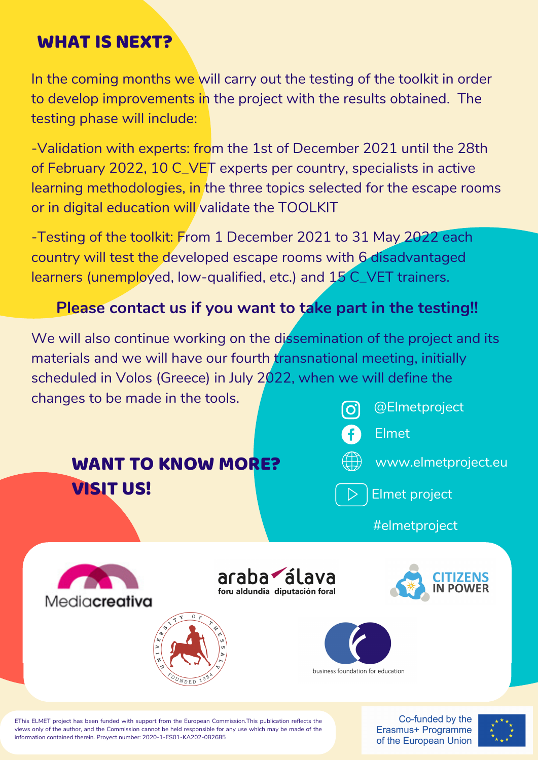# WHAT IS NEXT?

In the coming months we will carry out the testing of the toolkit in order to develop improvements in the project with the results obtained. The testing phase will include:

-Validation with experts: from the 1st of December 2021 until the 28th of February 2022, 10 C_VET experts per country, specialists in active learning methodologies, in the three topics selected for the escape rooms or in digital education will validate the TOOLKIT

-Testing of the toolkit: From 1 December 2021 to 31 May 2022 each country will test the developed escape rooms with 6 disadvantaged learners (unemployed, low-qualified, etc.) and 15 C_VET trainers.

**Please contact us if you want to take part in the testing!!**

We will also continue working on the dissemination of the project and its materials and we will have our fourth transnational meeting, initially scheduled in Volos (Greece) in July 2022, when we will define the changes to be made in the tools.

# WANT TO KNOW MORE? VISIT US!

@Elmetproject

Elmet

www.elmetproject.eu

Elmet project

#elmetproject

Mediacreativa

araba álava foru aldundia diputación foral

CITIZENS IN POWER

UNIVERSITY OF THESSALY FOUNDED 1984

business foundation for education

EThis ELMET project has been funded with support from the European Commission.This publication reflects the views only of the author, and the Commission cannot be held responsible for any use which may be made of the information contained therein. Proyect number: 2020-1-ES01-KA202-082685

Co-funded by the Erasmus+ Programme of the European Union